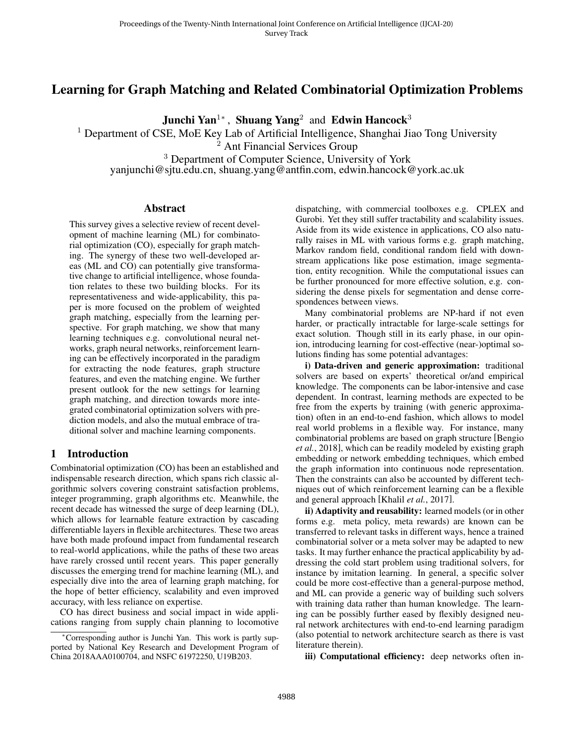# Learning for Graph Matching and Related Combinatorial Optimization Problems

**Junchi Yan**[1*], **Shuang Yang**[2] and **Edwin Hancock**[3]

[1] Department of CSE, MoE Key Lab of Artificial Intelligence, Shanghai Jiao Tong University
[2] Ant Financial Services Group
[3] Department of Computer Science, University of York
yanjunchi@sjtu.edu.cn, shuang.yang@antfin.com, edwin.hancock@york.ac.uk

## Abstract

This survey gives a selective review of recent development of machine learning (ML) for combinatorial optimization (CO), especially for graph matching. The synergy of these two well-developed areas (ML and CO) can potentially give transformative change to artificial intelligence, whose foundation relates to these two building blocks. For its representativeness and wide-applicability, this paper is more focused on the problem of weighted graph matching, especially from the learning perspective. For graph matching, we show that many learning techniques e.g. convolutional neural networks, graph neural networks, reinforcement learning can be effectively incorporated in the paradigm for extracting the node features, graph structure features, and even the matching engine. We further present outlook for the new settings for learning graph matching, and direction towards more integrated combinatorial optimization solvers with prediction models, and also the mutual embrace of traditional solver and machine learning components.

## 1 Introduction

Combinatorial optimization (CO) has been an established and indispensable research direction, which spans rich classic algorithmic solvers covering constraint satisfaction problems, integer programming, graph algorithms etc. Meanwhile, the recent decade has witnessed the surge of deep learning (DL), which allows for learnable feature extraction by cascading differentiable layers in flexible architectures. These two areas have both made profound impact from fundamental research to real-world applications, while the paths of these two areas have rarely crossed until recent years. This paper generally discusses the emerging trend for machine learning (ML), and especially dive into the area of learning graph matching, for the hope of better efficiency, scalability and even improved accuracy, with less reliance on expertise.

CO has direct business and social impact in wide applications ranging from supply chain planning to locomotive dispatching, with commercial toolboxes e.g. CPLEX and Gurobi. Yet they still suffer tractability and scalability issues. Aside from its wide existence in applications, CO also naturally raises in ML with various forms e.g. graph matching, Markov random field, conditional random field with downstream applications like pose estimation, image segmentation, entity recognition. While the computational issues can be further pronounced for more effective solution, e.g. considering the dense pixels for segmentation and dense correspondences between views.

Many combinatorial problems are NP-hard if not even harder, or practically intractable for large-scale settings for exact solution. Though still in its early phase, in our opinion, introducing learning for cost-effective (near-)optimal solutions finding has some potential advantages:

**i) Data-driven and generic approximation:** traditional solvers are based on experts' theoretical or/and empirical knowledge. The components can be labor-intensive and case dependent. In contrast, learning methods are expected to be free from the experts by training (with generic approximation) often in an end-to-end fashion, which allows to model real world problems in a flexible way. For instance, many combinatorial problems are based on graph structure [Bengio *et al.*, 2018], which can be readily modeled by existing graph embedding or network embedding techniques, which embed the graph information into continuous node representation. Then the constraints can also be accounted by different techniques out of which reinforcement learning can be a flexible and general approach [Khalil *et al.*, 2017].

**ii) Adaptivity and reusability:** learned models (or in other forms e.g. meta policy, meta rewards) are known can be transferred to relevant tasks in different ways, hence a trained combinatorial solver or a meta solver may be adapted to new tasks. It may further enhance the practical applicability by addressing the cold start problem using traditional solvers, for instance by imitation learning. In general, a specific solver could be more cost-effective than a general-purpose method, and ML can provide a generic way of building such solvers with training data rather than human knowledge. The learning can be possibly further eased by flexibly designed neural network architectures with end-to-end learning paradigm (also potential to network architecture search as there is vast literature therein).

**iii) Computational efficiency:** deep networks often in-

---

*Corresponding author is Junchi Yan. This work is partly supported by National Key Research and Development Program of China 2018AAA0100704, and NSFC 61972250, U19B203.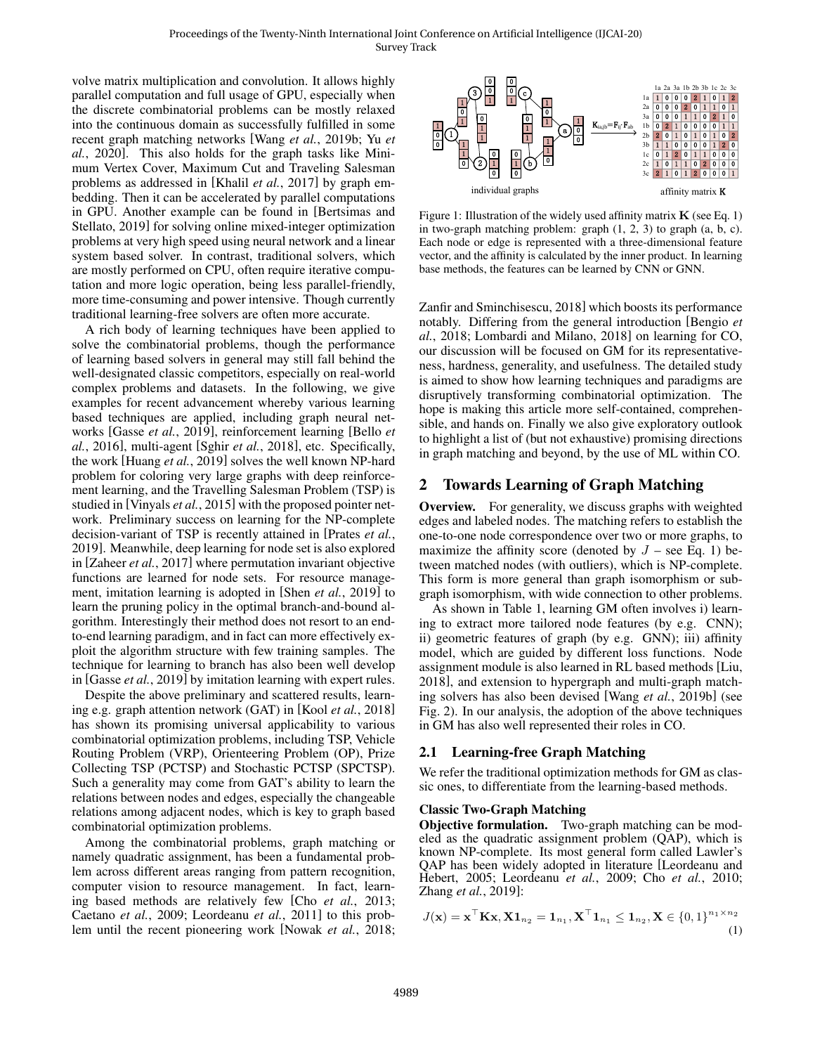volve matrix multiplication and convolution. It allows highly parallel computation and full usage of GPU, especially when the discrete combinatorial problems can be mostly relaxed into the continuous domain as successfully fulfilled in some recent graph matching networks [Wang *et al.*, 2019b; Yu *et al.*, 2020]. This also holds for the graph tasks like Minimum Vertex Cover, Maximum Cut and Traveling Salesman problems as addressed in [Khalil *et al.*, 2017] by graph embedding. Then it can be accelerated by parallel computations in GPU. Another example can be found in [Bertsimas and Stellato, 2019] for solving online mixed-integer optimization problems at very high speed using neural network and a linear system based solver. In contrast, traditional solvers, which are mostly performed on CPU, often require iterative computation and more logic operation, being less parallel-friendly, more time-consuming and power intensive. Though currently traditional learning-free solvers are often more accurate.

A rich body of learning techniques have been applied to solve the combinatorial problems, though the performance of learning based solvers in general may still fall behind the well-designated classic competitors, especially on real-world complex problems and datasets. In the following, we give examples for recent advancement whereby various learning based techniques are applied, including graph neural networks [Gasse *et al.*, 2019], reinforcement learning [Bello *et al.*, 2016], multi-agent [Sghir *et al.*, 2018], etc. Specifically, the work [Huang *et al.*, 2019] solves the well known NP-hard problem for coloring very large graphs with deep reinforcement learning, and the Travelling Salesman Problem (TSP) is studied in [Vinyals *et al.*, 2015] with the proposed pointer network. Preliminary success on learning for the NP-complete decision-variant of TSP is recently attained in [Prates *et al.*, 2019]. Meanwhile, deep learning for node set is also explored in [Zaheer *et al.*, 2017] where permutation invariant objective functions are learned for node sets. For resource management, imitation learning is adopted in [Shen *et al.*, 2019] to learn the pruning policy in the optimal branch-and-bound algorithm. Interestingly their method does not resort to an end-to-end learning paradigm, and in fact can more effectively exploit the algorithm structure with few training samples. The technique for learning to branch has also been well develop in [Gasse *et al.*, 2019] by imitation learning with expert rules.

Despite the above preliminary and scattered results, learning e.g. graph attention network (GAT) in [Kool *et al.*, 2018] has shown its promising universal applicability to various combinatorial optimization problems, including TSP, Vehicle Routing Problem (VRP), Orienteering Problem (OP), Prize Collecting TSP (PCTSP) and Stochastic PCTSP (SPCTSP). Such a generality may come from GAT's ability to learn the relations between nodes and edges, especially the changeable relations among adjacent nodes, which is key to graph based combinatorial optimization problems.

Among the combinatorial problems, graph matching or namely quadratic assignment, has been a fundamental problem across different areas ranging from pattern recognition, computer vision to resource management. In fact, learning based methods are relatively few [Cho *et al.*, 2013; Caetano *et al.*, 2009; Leordeanu *et al.*, 2011] to this problem until the recent pioneering work [Nowak *et al.*, 2018; Zanfir and Sminchisescu, 2018] which boosts its performance notably. Differing from the general introduction [Bengio *et al.*, 2018; Lombardi and Milano, 2018] on learning for CO, our discussion will be focused on GM for its representativeness, hardness, generality, and usefulness. The detailed study is aimed to show how learning techniques and paradigms are disruptively transforming combinatorial optimization. The hope is making this article more self-contained, comprehensible, and hands on. Finally we also give exploratory outlook to highlight a list of (but not exhaustive) promising directions in graph matching and beyond, by the use of ML within CO.

Figure 1: Illustration of the widely used affinity matrix $\mathbf{K}$ (see Eq. 1) in two-graph matching problem: graph (1, 2, 3) to graph (a, b, c). Each node or edge is represented with a three-dimensional feature vector, and the affinity is calculated by the inner product. In learning base methods, the features can be learned by CNN or GNN.

## 2 Towards Learning of Graph Matching

**Overview.** For generality, we discuss graphs with weighted edges and labeled nodes. The matching refers to establish the one-to-one node correspondence over two or more graphs, to maximize the affinity score (denoted by $J$ – see Eq. 1) between matched nodes (with outliers), which is NP-complete. This form is more general than graph isomorphism or subgraph isomorphism, with wide connection to other problems.

As shown in Table 1, learning GM often involves i) learning to extract more tailored node features (by e.g. CNN); ii) geometric features of graph (by e.g. GNN); iii) affinity model, which are guided by different loss functions. Node assignment module is also learned in RL based methods [Liu, 2018], and extension to hypergraph and multi-graph matching solvers has also been devised [Wang *et al.*, 2019b] (see Fig. 2). In our analysis, the adoption of the above techniques in GM has also well represented their roles in CO.

### 2.1 Learning-free Graph Matching

We refer the traditional optimization methods for GM as classic ones, to differentiate from the learning-based methods.

#### Classic Two-Graph Matching

**Objective formulation.** Two-graph matching can be modeled as the quadratic assignment problem (QAP), which is known NP-complete. Its most general form called Lawler's QAP has been widely adopted in literature [Leordeanu and Hebert, 2005; Leordeanu *et al.*, 2009; Cho *et al.*, 2010; Zhang *et al.*, 2019]:

$$J(\mathbf{x}) = \mathbf{x}^\top \mathbf{K}\mathbf{x}, \mathbf{X}\mathbf{1}_{n_2} = \mathbf{1}_{n_1}, \mathbf{X}^\top \mathbf{1}_{n_1} \leq \mathbf{1}_{n_2}, \mathbf{X} \in \{0,1\}^{n_1 \times n_2} \tag{1}$$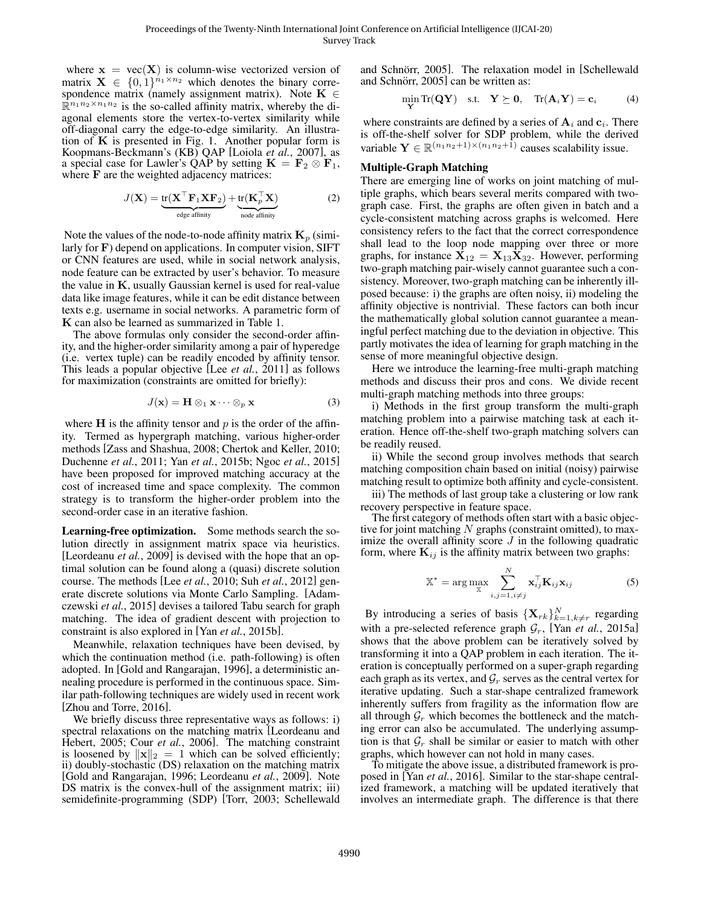where $\mathbf{x} = \text{vec}(\mathbf{X})$ is column-wise vectorized version of matrix $\mathbf{X} \in \{0,1\}^{n_1 \times n_2}$ which denotes the binary correspondence matrix (namely assignment matrix). Note $\mathbf{K} \in \mathbb{R}^{n_1 n_2 \times n_1 n_2}$ is the so-called affinity matrix, whereby the diagonal elements store the vertex-to-vertex similarity while off-diagonal carry the edge-to-edge similarity. An illustration of $\mathbf{K}$ is presented in Fig. 1. Another popular form is Koopmans-Beckmann's (KB) QAP [Loiola *et al.*, 2007], as a special case for Lawler's QAP by setting $\mathbf{K} = \mathbf{F}_2 \otimes \mathbf{F}_1$, where $\mathbf{F}$ are the weighted adjacency matrices:

$$J(\mathbf{X}) = \underbrace{\text{tr}(\mathbf{X}^\top \mathbf{F}_1 \mathbf{X} \mathbf{F}_2)}_{\text{edge affinity}} + \underbrace{\text{tr}(\mathbf{K}_p^\top \mathbf{X})}_{\text{node affinity}} \tag{2}$$

Note the values of the node-to-node affinity matrix $\mathbf{K}_p$ (similarly for $\mathbf{F}$) depend on applications. In computer vision, SIFT or CNN features are used, while in social network analysis, node feature can be extracted by user's behavior. To measure the value in $\mathbf{K}$, usually Gaussian kernel is used for real-value data like image features, while it can be edit distance between texts e.g. username in social networks. A parametric form of $\mathbf{K}$ can also be learned as summarized in Table 1.

The above formulas only consider the second-order affinity, and the higher-order similarity among a pair of hyperedge (i.e. vertex tuple) can be readily encoded by affinity tensor. This leads a popular objective [Lee *et al.*, 2011] as follows for maximization (constraints are omitted for briefly):

$$J(\mathbf{x}) = \mathbf{H} \otimes_1 \mathbf{x} \cdots \otimes_p \mathbf{x} \tag{3}$$

where $\mathbf{H}$ is the affinity tensor and $p$ is the order of the affinity. Termed as hypergraph matching, various higher-order methods [Zass and Shashua, 2008; Chertok and Keller, 2010; Duchenne *et al.*, 2011; Yan *et al.*, 2015b; Ngoc *et al.*, 2015] have been proposed for improved matching accuracy at the cost of increased time and space complexity. The common strategy is to transform the higher-order problem into the second-order case in an iterative fashion.

**Learning-free optimization.** Some methods search the solution directly in assignment matrix space via heuristics. [Leordeanu *et al.*, 2009] is devised with the hope that an optimal solution can be found along a (quasi) discrete solution course. The methods [Lee *et al.*, 2010; Suh *et al.*, 2012] generate discrete solutions via Monte Carlo Sampling. [Adamczewski *et al.*, 2015] devises a tailored Tabu search for graph matching. The idea of gradient descent with projection to constraint is also explored in [Yan *et al.*, 2015b].

Meanwhile, relaxation techniques have been devised, by which the continuation method (i.e. path-following) is often adopted. In [Gold and Rangarajan, 1996], a deterministic annealing procedure is performed in the continuous space. Similar path-following techniques are widely used in recent work [Zhou and Torre, 2016].

We briefly discuss three representative ways as follows: i) spectral relaxations on the matching matrix [Leordeanu and Hebert, 2005; Cour *et al.*, 2006]. The matching constraint is loosened by $\|\mathbf{x}\|_2 = 1$ which can be solved efficiently; ii) doubly-stochastic (DS) relaxation on the matching matrix [Gold and Rangarajan, 1996; Leordeanu *et al.*, 2009]. Note DS matrix is the convex-hull of the assignment matrix; iii) semidefinite-programming (SDP) [Torr, 2003; Schellewald and Schnörr, 2005]. The relaxation model in [Schellewald and Schnörr, 2005] can be written as:

$$\min_{\mathbf{Y}} \text{Tr}(\mathbf{Q}\mathbf{Y}) \quad \text{s.t.} \quad \mathbf{Y} \succeq \mathbf{0}, \quad \text{Tr}(\mathbf{A}_i \mathbf{Y}) = \mathbf{c}_i \tag{4}$$

where constraints are defined by a series of $\mathbf{A}_i$ and $\mathbf{c}_i$. There is off-the-shelf solver for SDP problem, while the derived variable $\mathbf{Y} \in \mathbb{R}^{(n_1 n_2+1) \times (n_1 n_2+1)}$ causes scalability issue.

### Multiple-Graph Matching

There are emerging line of works on joint matching of multiple graphs, which bears several merits compared with two-graph case. First, the graphs are often given in batch and a cycle-consistent matching across graphs is welcomed. Here consistency refers to the fact that the correct correspondence shall lead to the loop node mapping over three or more graphs, for instance $\mathbf{X}_{12} = \mathbf{X}_{13}\mathbf{X}_{32}$. However, performing two-graph matching pair-wisely cannot guarantee such a consistency. Moreover, two-graph matching can be inherently ill-posed because: i) the graphs are often noisy, ii) modeling the affinity objective is nontrivial. These factors can both incur the mathematically global solution cannot guarantee a meaningful perfect matching due to the deviation in objective. This partly motivates the idea of learning for graph matching in the sense of more meaningful objective design.

Here we introduce the learning-free multi-graph matching methods and discuss their pros and cons. We divide recent multi-graph matching methods into three groups:

i) Methods in the first group transform the multi-graph matching problem into a pairwise matching task at each iteration. Hence off-the-shelf two-graph matching solvers can be readily reused.

ii) While the second group involves methods that search matching composition chain based on initial (noisy) pairwise matching result to optimize both affinity and cycle-consistent.

iii) The methods of last group take a clustering or low rank recovery perspective in feature space.

The first category of methods often start with a basic objective for joint matching $N$ graphs (constraint omitted), to maximize the overall affinity score $J$ in the following quadratic form, where $\mathbf{K}_{ij}$ is the affinity matrix between two graphs:

$$\mathbb{X}^* = \arg\max_{\mathbb{X}} \sum_{i,j=1, i \neq j}^{N} \mathbf{x}_{ij}^\top \mathbf{K}_{ij} \mathbf{x}_{ij} \tag{5}$$

By introducing a series of basis $\{\mathbf{X}_{rk}\}_{k=1,k\neq r}^{N}$ regarding with a pre-selected reference graph $\mathcal{G}_r$, [Yan *et al.*, 2015a] shows that the above problem can be iteratively solved by transforming it into a QAP problem in each iteration. The iteration is conceptually performed on a super-graph regarding each graph as its vertex, and $\mathcal{G}_r$ serves as the central vertex for iterative updating. Such a star-shape centralized framework inherently suffers from fragility as the information flow are all through $\mathcal{G}_r$ which becomes the bottleneck and the matching error can also be accumulated. The underlying assumption is that $\mathcal{G}_r$ shall be similar or easier to match with other graphs, which however can not hold in many cases.

To mitigate the above issue, a distributed framework is proposed in [Yan *et al.*, 2016]. Similar to the star-shape centralized framework, a matching will be updated iteratively that involves an intermediate graph. The difference is that there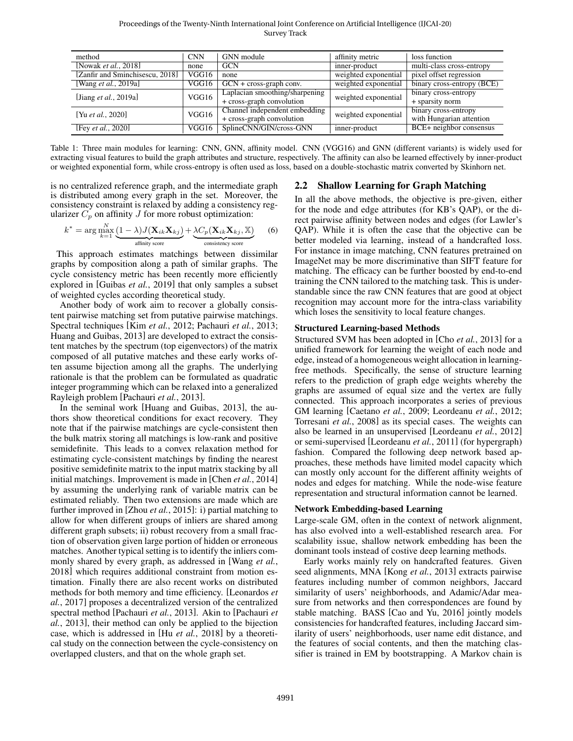| method | CNN | GNN module | affinity metric | loss function |
| --- | --- | --- | --- | --- |
| [Nowak *et al.*, 2018] | none | GCN | inner-product | multi-class cross-entropy |
| [Zanfir and Sminchisescu, 2018] | VGG16 | none | weighted exponential | pixel offset regression |
| [Wang *et al.*, 2019a] | VGG16 | GCN + cross-graph conv. | weighted exponential | binary cross-entropy (BCE) |
| [Jiang *et al.*, 2019a] | VGG16 | Laplacian smoothing/sharpening + cross-graph convolution | weighted exponential | binary cross-entropy + sparsity norm |
| [Yu *et al.*, 2020] | VGG16 | Channel independent embedding + cross-graph convolution | weighted exponential | binary cross-entropy with Hungarian attention |
| [Fey *et al.*, 2020] | VGG16 | SplineCNN/GIN/cross-GNN | inner-product | BCE+ neighbor consensus |

Table 1: Three main modules for learning: CNN, GNN, affinity model. CNN (VGG16) and GNN (different variants) is widely used for extracting visual features to build the graph attributes and structure, respectively. The affinity can also be learned effectively by inner-product or weighted exponential form, while cross-entropy is often used as loss, based on a double-stochastic matrix converted by Skinhorn net.

is no centralized reference graph, and the intermediate graph is distributed among every graph in the set. Moreover, the consistency constraint is relaxed by adding a consistency regularizer $C_p$ on affinity $J$ for more robust optimization:

$$k^* = \arg\max_{k=1}^{N} \underbrace{(1-\lambda)J(\mathbf{X}_{ik}\mathbf{X}_{kj})}_{\text{affinity score}} + \underbrace{\lambda C_p(\mathbf{X}_{ik}\mathbf{X}_{kj}, \mathbb{X})}_{\text{consistency score}} \quad (6)$$

This approach estimates matchings between dissimilar graphs by composition along a path of similar graphs. The cycle consistency metric has been recently more efficiently explored in [Guibas *et al.*, 2019] that only samples a subset of weighted cycles according theoretical study.

Another body of work aim to recover a globally consistent pairwise matching set from putative pairwise matchings. Spectral techniques [Kim *et al.*, 2012; Pachauri *et al.*, 2013; Huang and Guibas, 2013] are developed to extract the consistent matches by the spectrum (top eigenvectors) of the matrix composed of all putative matches and these early works often assume bijection among all the graphs. The underlying rationale is that the problem can be formulated as quadratic integer programming which can be relaxed into a generalized Rayleigh problem [Pachauri *et al.*, 2013].

In the seminal work [Huang and Guibas, 2013], the authors show theoretical conditions for exact recovery. They note that if the pairwise matchings are cycle-consistent then the bulk matrix storing all matchings is low-rank and positive semidefinite. This leads to a convex relaxation method for estimating cycle-consistent matchings by finding the nearest positive semidefinite matrix to the input matrix stacking by all initial matchings. Improvement is made in [Chen *et al.*, 2014] by assuming the underlying rank of variable matrix can be estimated reliably. Then two extensions are made which are further improved in [Zhou *et al.*, 2015]: i) partial matching to allow for when different groups of inliers are shared among different graph subsets; ii) robust recovery from a small fraction of observation given large portion of hidden or erroneous matches. Another typical setting is to identify the inliers commonly shared by every graph, as addressed in [Wang *et al.*, 2018] which requires additional constraint from motion estimation. Finally there are also recent works on distributed methods for both memory and time efficiency. [Leonardos *et al.*, 2017] proposes a decentralized version of the centralized spectral method [Pachauri *et al.*, 2013]. Akin to [Pachauri *et al.*, 2013], their method can only be applied to the bijection case, which is addressed in [Hu *et al.*, 2018] by a theoretical study on the connection between the cycle-consistency on overlapped clusters, and that on the whole graph set.

## 2.2 Shallow Learning for Graph Matching

In all the above methods, the objective is pre-given, either for the node and edge attributes (for KB's QAP), or the direct pairwise affinity between nodes and edges (for Lawler's QAP). While it is often the case that the objective can be better modeled via learning, instead of a handcrafted loss. For instance in image matching, CNN features pretrained on ImageNet may be more discriminative than SIFT feature for matching. The efficacy can be further boosted by end-to-end training the CNN tailored to the matching task. This is understandable since the raw CNN features that are good at object recognition may account more for the intra-class variability which loses the sensitivity to local feature changes.

#### Structured Learning-based Methods

Structured SVM has been adopted in [Cho *et al.*, 2013] for a unified framework for learning the weight of each node and edge, instead of a homogeneous weight allocation in learning-free methods. Specifically, the sense of structure learning refers to the prediction of graph edge weights whereby the graphs are assumed of equal size and the vertex are fully connected. This approach incorporates a series of previous GM learning [Caetano *et al.*, 2009; Leordeanu *et al.*, 2012; Torresani *et al.*, 2008] as its special cases. The weights can also be learned in an unsupervised [Leordeanu *et al.*, 2012] or semi-supervised [Leordeanu *et al.*, 2011] (for hypergraph) fashion. Compared the following deep network based approaches, these methods have limited model capacity which can mostly only account for the different affinity weights of nodes and edges for matching. While the node-wise feature representation and structural information cannot be learned.

#### Network Embedding-based Learning

Large-scale GM, often in the context of network alignment, has also evolved into a well-established research area. For scalability issue, shallow network embedding has been the dominant tools instead of costive deep learning methods.

Early works mainly rely on handcrafted features. Given seed alignments, MNA [Kong *et al.*, 2013] extracts pairwise features including number of common neighbors, Jaccard similarity of users' neighborhoods, and Adamic/Adar measure from networks and then correspondences are found by stable matching. BASS [Cao and Yu, 2016] jointly models consistencies for handcrafted features, including Jaccard similarity of users' neighborhoods, user name edit distance, and the features of social contents, and then the matching classifier is trained in EM by bootstrapping. A Markov chain is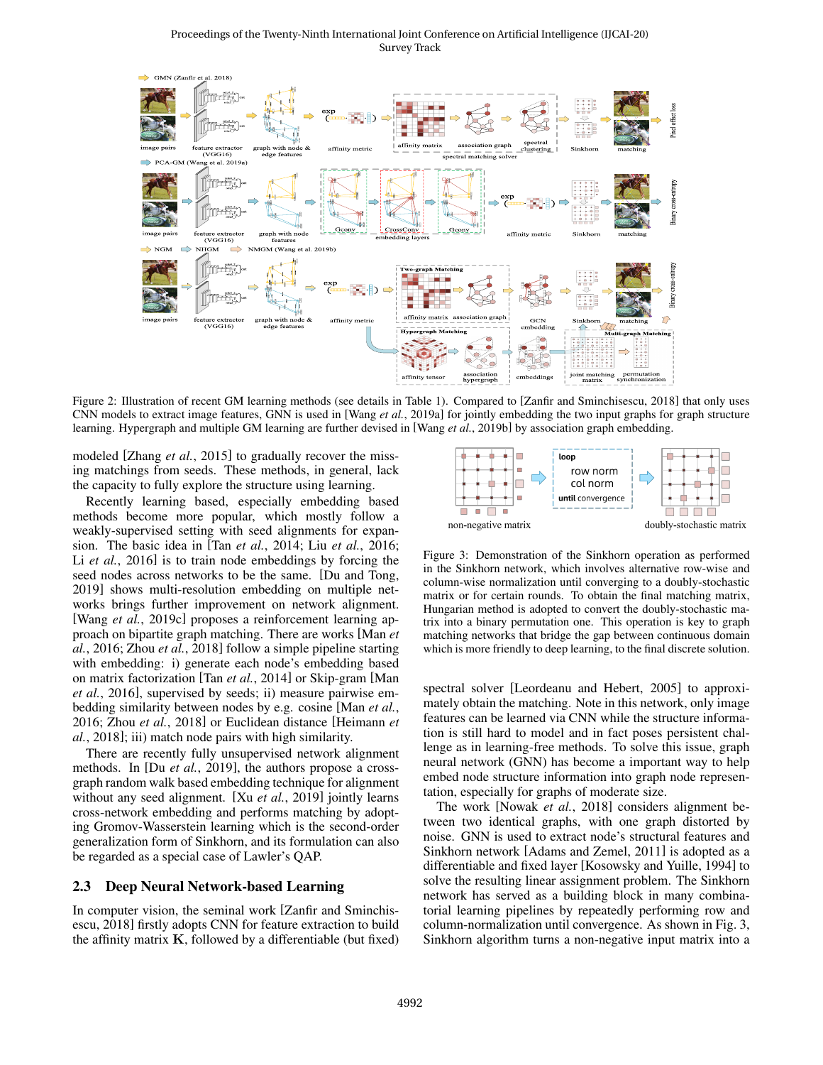Figure 2: Illustration of recent GM learning methods (see details in Table 1). Compared to [Zanfir and Sminchisescu, 2018] that only uses CNN models to extract image features, GNN is used in [Wang *et al.*, 2019a] for jointly embedding the two input graphs for graph structure learning. Hypergraph and multiple GM learning are further devised in [Wang *et al.*, 2019b] by association graph embedding.

modeled [Zhang *et al.*, 2015] to gradually recover the missing matchings from seeds. These methods, in general, lack the capacity to fully explore the structure using learning.

Recently learning based, especially embedding based methods become more popular, which mostly follow a weakly-supervised setting with seed alignments for expansion. The basic idea in [Tan *et al.*, 2014; Liu *et al.*, 2016; Li *et al.*, 2016] is to train node embeddings by forcing the seed nodes across networks to be the same. [Du and Tong, 2019] shows multi-resolution embedding on multiple networks brings further improvement on network alignment. [Wang *et al.*, 2019c] proposes a reinforcement learning approach on bipartite graph matching. There are works [Man *et al.*, 2016; Zhou *et al.*, 2018] follow a simple pipeline starting with embedding: i) generate each node's embedding based on matrix factorization [Tan *et al.*, 2014] or Skip-gram [Man *et al.*, 2016], supervised by seeds; ii) measure pairwise embedding similarity between nodes by e.g. cosine [Man *et al.*, 2016; Zhou *et al.*, 2018] or Euclidean distance [Heimann *et al.*, 2018]; iii) match node pairs with high similarity.

There are recently fully unsupervised network alignment methods. In [Du *et al.*, 2019], the authors propose a cross-graph random walk based embedding technique for alignment without any seed alignment. [Xu *et al.*, 2019] jointly learns cross-network embedding and performs matching by adopting Gromov-Wasserstein learning which is the second-order generalization form of Sinkhorn, and its formulation can also be regarded as a special case of Lawler's QAP.

## 2.3 Deep Neural Network-based Learning

In computer vision, the seminal work [Zanfir and Sminchisescu, 2018] firstly adopts CNN for feature extraction to build the affinity matrix $\mathbf{K}$, followed by a differentiable (but fixed) spectral solver [Leordeanu and Hebert, 2005] to approximately obtain the matching. Note in this network, only image features can be learned via CNN while the structure information is still hard to model and in fact poses persistent challenge as in learning-free methods. To solve this issue, graph neural network (GNN) has become a important way to help embed node structure information into graph node representation, especially for graphs of moderate size.

Figure 3: Demonstration of the Sinkhorn operation as performed in the Sinkhorn network, which involves alternative row-wise and column-wise normalization until converging to a doubly-stochastic matrix or for certain rounds. To obtain the final matching matrix, Hungarian method is adopted to convert the doubly-stochastic matrix into a binary permutation one. This operation is key to graph matching networks that bridge the gap between continuous domain which is more friendly to deep learning, to the final discrete solution.

The work [Nowak *et al.*, 2018] considers alignment between two identical graphs, with one graph distorted by noise. GNN is used to extract node's structural features and Sinkhorn network [Adams and Zemel, 2011] is adopted as a differentiable and fixed layer [Kosowsky and Yuille, 1994] to solve the resulting linear assignment problem. The Sinkhorn network has served as a building block in many combinatorial learning pipelines by repeatedly performing row and column-normalization until convergence. As shown in Fig. 3, Sinkhorn algorithm turns a non-negative input matrix into a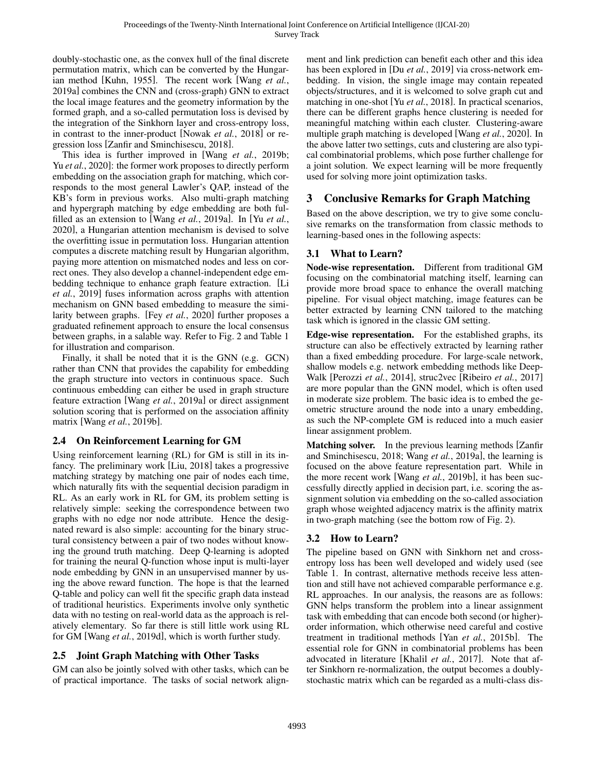doubly-stochastic one, as the convex hull of the final discrete permutation matrix, which can be converted by the Hungarian method [Kuhn, 1955]. The recent work [Wang *et al.*, 2019a] combines the CNN and (cross-graph) GNN to extract the local image features and the geometry information by the formed graph, and a so-called permutation loss is devised by the integration of the Sinkhorn layer and cross-entropy loss, in contrast to the inner-product [Nowak *et al.*, 2018] or regression loss [Zanfir and Sminchisescu, 2018].

This idea is further improved in [Wang *et al.*, 2019b; Yu *et al.*, 2020]: the former work proposes to directly perform embedding on the association graph for matching, which corresponds to the most general Lawler's QAP, instead of the KB's form in previous works. Also multi-graph matching and hypergraph matching by edge embedding are both fulfilled as an extension to [Wang *et al.*, 2019a]. In [Yu *et al.*, 2020], a Hungarian attention mechanism is devised to solve the overfitting issue in permutation loss. Hungarian attention computes a discrete matching result by Hungarian algorithm, paying more attention on mismatched nodes and less on correct ones. They also develop a channel-independent edge embedding technique to enhance graph feature extraction. [Li *et al.*, 2019] fuses information across graphs with attention mechanism on GNN based embedding to measure the similarity between graphs. [Fey *et al.*, 2020] further proposes a graduated refinement approach to ensure the local consensus between graphs, in a salable way. Refer to Fig. 2 and Table 1 for illustration and comparison.

Finally, it shall be noted that it is the GNN (e.g. GCN) rather than CNN that provides the capability for embedding the graph structure into vectors in continuous space. Such continuous embedding can either be used in graph structure feature extraction [Wang *et al.*, 2019a] or direct assignment solution scoring that is performed on the association affinity matrix [Wang *et al.*, 2019b].

### 2.4 On Reinforcement Learning for GM

Using reinforcement learning (RL) for GM is still in its infancy. The preliminary work [Liu, 2018] takes a progressive matching strategy by matching one pair of nodes each time, which naturally fits with the sequential decision paradigm in RL. As an early work in RL for GM, its problem setting is relatively simple: seeking the correspondence between two graphs with no edge nor node attribute. Hence the designated reward is also simple: accounting for the binary structural consistency between a pair of two nodes without knowing the ground truth matching. Deep Q-learning is adopted for training the neural Q-function whose input is multi-layer node embedding by GNN in an unsupervised manner by using the above reward function. The hope is that the learned Q-table and policy can well fit the specific graph data instead of traditional heuristics. Experiments involve only synthetic data with no testing on real-world data as the approach is relatively elementary. So far there is still little work using RL for GM [Wang *et al.*, 2019d], which is worth further study.

### 2.5 Joint Graph Matching with Other Tasks

GM can also be jointly solved with other tasks, which can be of practical importance. The tasks of social network alignment and link prediction can benefit each other and this idea has been explored in [Du *et al.*, 2019] via cross-network embedding. In vision, the single image may contain repeated objects/structures, and it is welcomed to solve graph cut and matching in one-shot [Yu *et al.*, 2018]. In practical scenarios, there can be different graphs hence clustering is needed for meaningful matching within each cluster. Clustering-aware multiple graph matching is developed [Wang *et al.*, 2020]. In the above latter two settings, cuts and clustering are also typical combinatorial problems, which pose further challenge for a joint solution. We expect learning will be more frequently used for solving more joint optimization tasks.

## 3 Conclusive Remarks for Graph Matching

Based on the above description, we try to give some conclusive remarks on the transformation from classic methods to learning-based ones in the following aspects:

### 3.1 What to Learn?

**Node-wise representation.** Different from traditional GM focusing on the combinatorial matching itself, learning can provide more broad space to enhance the overall matching pipeline. For visual object matching, image features can be better extracted by learning CNN tailored to the matching task which is ignored in the classic GM setting.

**Edge-wise representation.** For the established graphs, its structure can also be effectively extracted by learning rather than a fixed embedding procedure. For large-scale network, shallow models e.g. network embedding methods like DeepWalk [Perozzi *et al.*, 2014], struc2vec [Ribeiro *et al.*, 2017] are more popular than the GNN model, which is often used in moderate size problem. The basic idea is to embed the geometric structure around the node into a unary embedding, as such the NP-complete GM is reduced into a much easier linear assignment problem.

**Matching solver.** In the previous learning methods [Zanfir and Sminchisescu, 2018; Wang *et al.*, 2019a], the learning is focused on the above feature representation part. While in the more recent work [Wang *et al.*, 2019b], it has been successfully directly applied in decision part, i.e. scoring the assignment solution via embedding on the so-called association graph whose weighted adjacency matrix is the affinity matrix in two-graph matching (see the bottom row of Fig. 2).

### 3.2 How to Learn?

The pipeline based on GNN with Sinkhorn net and cross-entropy loss has been well developed and widely used (see Table 1. In contrast, alternative methods receive less attention and still have not achieved comparable performance e.g. RL approaches. In our analysis, the reasons are as follows: GNN helps transform the problem into a linear assignment task with embedding that can encode both second (or higher)-order information, which otherwise need careful and costive treatment in traditional methods [Yan *et al.*, 2015b]. The essential role for GNN in combinatorial problems has been advocated in literature [Khalil *et al.*, 2017]. Note that after Sinkhorn re-normalization, the output becomes a doubly-stochastic matrix which can be regarded as a multi-class dis-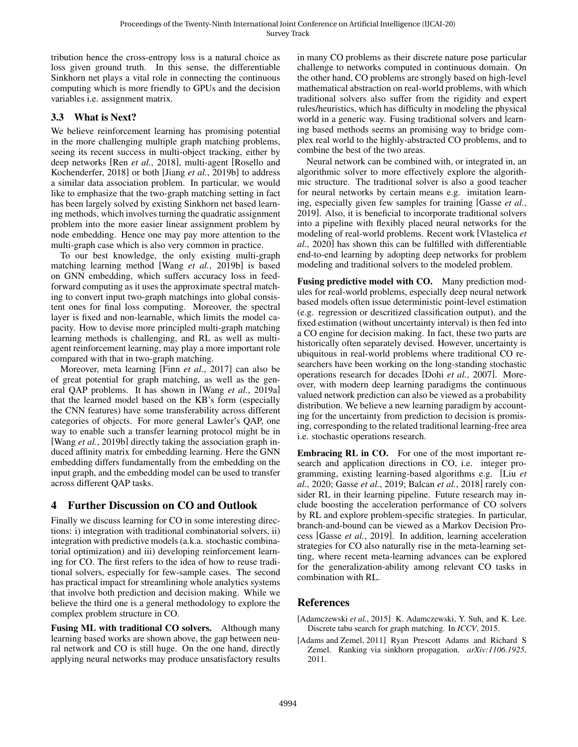tribution hence the cross-entropy loss is a natural choice as loss given ground truth. In this sense, the differentiable Sinkhorn net plays a vital role in connecting the continuous computing which is more friendly to GPUs and the decision variables i.e. assignment matrix.

### 3.3 What is Next?

We believe reinforcement learning has promising potential in the more challenging multiple graph matching problems, seeing its recent success in multi-object tracking, either by deep networks [Ren *et al.*, 2018], multi-agent [Rosello and Kochenderfer, 2018] or both [Jiang *et al.*, 2019b] to address a similar data association problem. In particular, we would like to emphasize that the two-graph matching setting in fact has been largely solved by existing Sinkhorn net based learning methods, which involves turning the quadratic assignment problem into the more easier linear assignment problem by node embedding. Hence one may pay more attention to the multi-graph case which is also very common in practice.

To our best knowledge, the only existing multi-graph matching learning method [Wang *et al.*, 2019b] is based on GNN embedding, which suffers accuracy loss in feed-forward computing as it uses the approximate spectral matching to convert input two-graph matchings into global consistent ones for final loss computing. Moreover, the spectral layer is fixed and non-learnable, which limits the model capacity. How to devise more principled multi-graph matching learning methods is challenging, and RL as well as multi-agent reinforcement learning, may play a more important role compared with that in two-graph matching.

Moreover, meta learning [Finn *et al.*, 2017] can also be of great potential for graph matching, as well as the general QAP problems. It has shown in [Wang *et al.*, 2019a] that the learned model based on the KB's form (especially the CNN features) have some transferability across different categories of objects. For more general Lawler's QAP, one way to enable such a transfer learning protocol might be in [Wang *et al.*, 2019b] directly taking the association graph induced affinity matrix for embedding learning. Here the GNN embedding differs fundamentally from the embedding on the input graph, and the embedding model can be used to transfer across different QAP tasks.

## 4 Further Discussion on CO and Outlook

Finally we discuss learning for CO in some interesting directions: i) integration with traditional combinatorial solvers, ii) integration with predictive models (a.k.a. stochastic combinatorial optimization) and iii) developing reinforcement learning for CO. The first refers to the idea of how to reuse traditional solvers, especially for few-sample cases. The second has practical impact for streamlining whole analytics systems that involve both prediction and decision making. While we believe the third one is a general methodology to explore the complex problem structure in CO.

**Fusing ML with traditional CO solvers.** Although many learning based works are shown above, the gap between neural network and CO is still huge. On the one hand, directly applying neural networks may produce unsatisfactory results in many CO problems as their discrete nature pose particular challenge to networks computed in continuous domain. On the other hand, CO problems are strongly based on high-level mathematical abstraction on real-world problems, with which traditional solvers also suffer from the rigidity and expert rules/heuristics, which has difficulty in modeling the physical world in a generic way. Fusing traditional solvers and learning based methods seems an promising way to bridge complex real world to the highly-abstracted CO problems, and to combine the best of the two areas.

Neural network can be combined with, or integrated in, an algorithmic solver to more effectively explore the algorithmic structure. The traditional solver is also a good teacher for neural networks by certain means e.g. imitation learning, especially given few samples for training [Gasse *et al.*, 2019]. Also, it is beneficial to incorporate traditional solvers into a pipeline with flexibly placed neural networks for the modeling of real-world problems. Recent work [Vlastelica *et al.*, 2020] has shown this can be fulfilled with differentiable end-to-end learning by adopting deep networks for problem modeling and traditional solvers to the modeled problem.

**Fusing predictive model with CO.** Many prediction modules for real-world problems, especially deep neural network based models often issue deterministic point-level estimation (e.g. regression or descritized classification output), and the fixed estimation (without uncertainty interval) is then fed into a CO engine for decision making. In fact, these two parts are historically often separately devised. However, uncertainty is ubiquitous in real-world problems where traditional CO researchers have been working on the long-standing stochastic operations research for decades [Dohi *et al.*, 2007]. Moreover, with modern deep learning paradigms the continuous valued network prediction can also be viewed as a probability distribution. We believe a new learning paradigm by accounting for the uncertainty from prediction to decision is promising, corresponding to the related traditional learning-free area i.e. stochastic operations research.

**Embracing RL in CO.** For one of the most important research and application directions in CO, i.e. integer programming, existing learning-based algorithms e.g. [Liu *et al.*, 2020; Gasse *et al.*, 2019; Balcan *et al.*, 2018] rarely consider RL in their learning pipeline. Future research may include boosting the acceleration performance of CO solvers by RL and explore problem-specific strategies. In particular, branch-and-bound can be viewed as a Markov Decision Process [Gasse *et al.*, 2019]. In addition, learning acceleration strategies for CO also naturally rise in the meta-learning setting, where recent meta-learning advances can be explored for the generalization-ability among relevant CO tasks in combination with RL.

## References

[Adamczewski *et al.*, 2015] K. Adamczewski, Y. Suh, and K. Lee. Discrete tabu search for graph matching. In *ICCV*, 2015.

[Adams and Zemel, 2011] Ryan Prescott Adams and Richard S Zemel. Ranking via sinkhorn propagation. *arXiv:1106.1925*, 2011.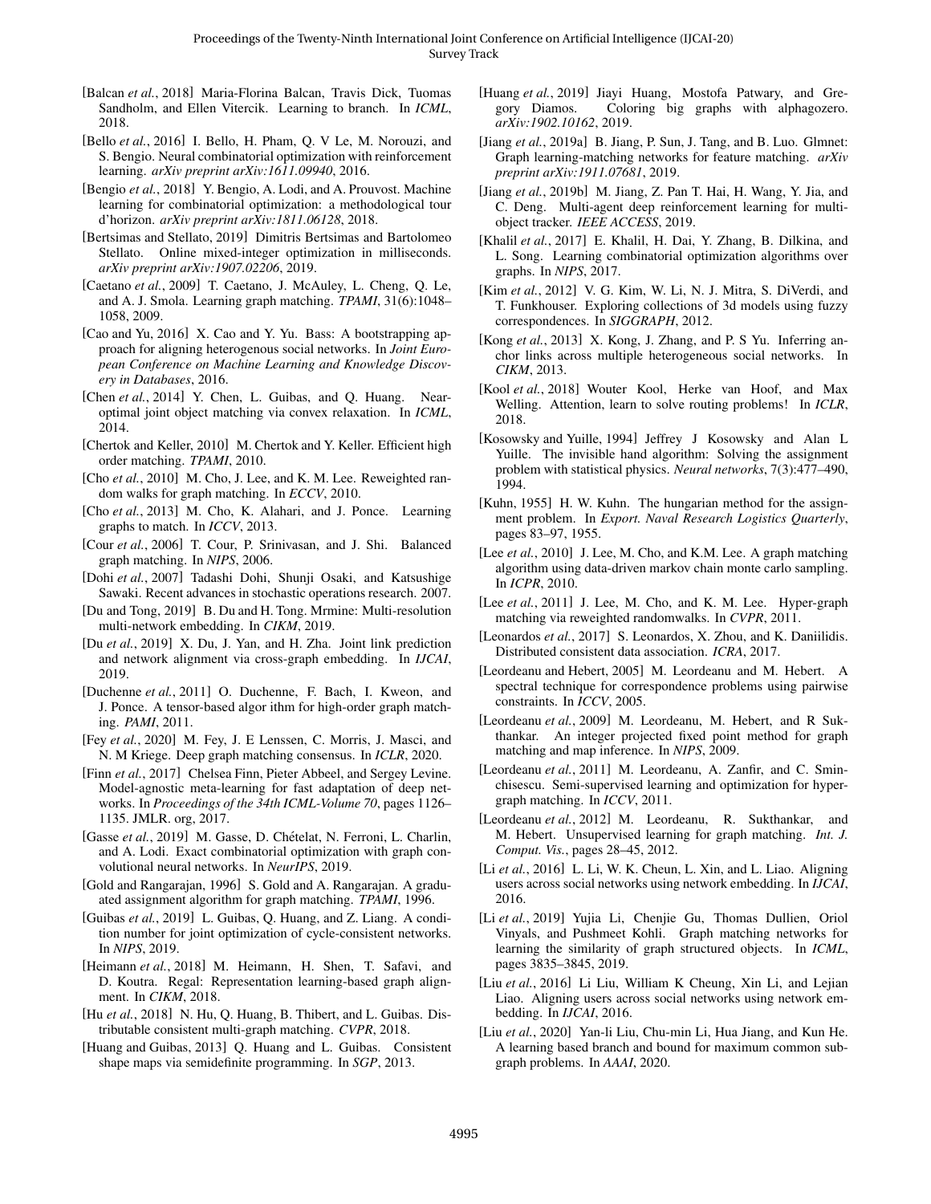[Balcan *et al.*, 2018] Maria-Florina Balcan, Travis Dick, Tuomas Sandholm, and Ellen Vitercik. Learning to branch. In *ICML*, 2018.

[Bello *et al.*, 2016] I. Bello, H. Pham, Q. V Le, M. Norouzi, and S. Bengio. Neural combinatorial optimization with reinforcement learning. *arXiv preprint arXiv:1611.09940*, 2016.

[Bengio *et al.*, 2018] Y. Bengio, A. Lodi, and A. Prouvost. Machine learning for combinatorial optimization: a methodological tour d'horizon. *arXiv preprint arXiv:1811.06128*, 2018.

[Bertsimas and Stellato, 2019] Dimitris Bertsimas and Bartolomeo Stellato. Online mixed-integer optimization in milliseconds. *arXiv preprint arXiv:1907.02206*, 2019.

[Caetano *et al.*, 2009] T. Caetano, J. McAuley, L. Cheng, Q. Le, and A. J. Smola. Learning graph matching. *TPAMI*, 31(6):1048–1058, 2009.

[Cao and Yu, 2016] X. Cao and Y. Yu. Bass: A bootstrapping approach for aligning heterogenous social networks. In *Joint European Conference on Machine Learning and Knowledge Discovery in Databases*, 2016.

[Chen *et al.*, 2014] Y. Chen, L. Guibas, and Q. Huang. Near-optimal joint object matching via convex relaxation. In *ICML*, 2014.

[Chertok and Keller, 2010] M. Chertok and Y. Keller. Efficient high order matching. *TPAMI*, 2010.

[Cho *et al.*, 2010] M. Cho, J. Lee, and K. M. Lee. Reweighted random walks for graph matching. In *ECCV*, 2010.

[Cho *et al.*, 2013] M. Cho, K. Alahari, and J. Ponce. Learning graphs to match. In *ICCV*, 2013.

[Cour *et al.*, 2006] T. Cour, P. Srinivasan, and J. Shi. Balanced graph matching. In *NIPS*, 2006.

[Dohi *et al.*, 2007] Tadashi Dohi, Shunji Osaki, and Katsushige Sawaki. Recent advances in stochastic operations research. 2007.

[Du and Tong, 2019] B. Du and H. Tong. Mrmine: Multi-resolution multi-network embedding. In *CIKM*, 2019.

[Du *et al.*, 2019] X. Du, J. Yan, and H. Zha. Joint link prediction and network alignment via cross-graph embedding. In *IJCAI*, 2019.

[Duchenne *et al.*, 2011] O. Duchenne, F. Bach, I. Kweon, and J. Ponce. A tensor-based algor ithm for high-order graph matching. *PAMI*, 2011.

[Fey *et al.*, 2020] M. Fey, J. E Lenssen, C. Morris, J. Masci, and N. M Kriege. Deep graph matching consensus. In *ICLR*, 2020.

[Finn *et al.*, 2017] Chelsea Finn, Pieter Abbeel, and Sergey Levine. Model-agnostic meta-learning for fast adaptation of deep networks. In *Proceedings of the 34th ICML-Volume 70*, pages 1126–1135. JMLR. org, 2017.

[Gasse *et al.*, 2019] M. Gasse, D. Chételat, N. Ferroni, L. Charlin, and A. Lodi. Exact combinatorial optimization with graph convolutional neural networks. In *NeurIPS*, 2019.

[Gold and Rangarajan, 1996] S. Gold and A. Rangarajan. A graduated assignment algorithm for graph matching. *TPAMI*, 1996.

[Guibas *et al.*, 2019] L. Guibas, Q. Huang, and Z. Liang. A condition number for joint optimization of cycle-consistent networks. In *NIPS*, 2019.

[Heimann *et al.*, 2018] M. Heimann, H. Shen, T. Safavi, and D. Koutra. Regal: Representation learning-based graph alignment. In *CIKM*, 2018.

[Hu *et al.*, 2018] N. Hu, Q. Huang, B. Thibert, and L. Guibas. Distributable consistent multi-graph matching. *CVPR*, 2018.

[Huang and Guibas, 2013] Q. Huang and L. Guibas. Consistent shape maps via semidefinite programming. In *SGP*, 2013.

[Huang *et al.*, 2019] Jiayi Huang, Mostofa Patwary, and Gregory Diamos. Coloring big graphs with alphagozero. *arXiv:1902.10162*, 2019.

[Jiang *et al.*, 2019a] B. Jiang, P. Sun, J. Tang, and B. Luo. Glmnet: Graph learning-matching networks for feature matching. *arXiv preprint arXiv:1911.07681*, 2019.

[Jiang *et al.*, 2019b] M. Jiang, Z. Pan T. Hai, H. Wang, Y. Jia, and C. Deng. Multi-agent deep reinforcement learning for multi-object tracker. *IEEE ACCESS*, 2019.

[Khalil *et al.*, 2017] E. Khalil, H. Dai, Y. Zhang, B. Dilkina, and L. Song. Learning combinatorial optimization algorithms over graphs. In *NIPS*, 2017.

[Kim *et al.*, 2012] V. G. Kim, W. Li, N. J. Mitra, S. DiVerdi, and T. Funkhouser. Exploring collections of 3d models using fuzzy correspondences. In *SIGGRAPH*, 2012.

[Kong *et al.*, 2013] X. Kong, J. Zhang, and P. S Yu. Inferring anchor links across multiple heterogeneous social networks. In *CIKM*, 2013.

[Kool *et al.*, 2018] Wouter Kool, Herke van Hoof, and Max Welling. Attention, learn to solve routing problems! In *ICLR*, 2018.

[Kosowsky and Yuille, 1994] Jeffrey J Kosowsky and Alan L Yuille. The invisible hand algorithm: Solving the assignment problem with statistical physics. *Neural networks*, 7(3):477–490, 1994.

[Kuhn, 1955] H. W. Kuhn. The hungarian method for the assignment problem. In *Export. Naval Research Logistics Quarterly*, pages 83–97, 1955.

[Lee *et al.*, 2010] J. Lee, M. Cho, and K.M. Lee. A graph matching algorithm using data-driven markov chain monte carlo sampling. In *ICPR*, 2010.

[Lee *et al.*, 2011] J. Lee, M. Cho, and K. M. Lee. Hyper-graph matching via reweighted randomwalks. In *CVPR*, 2011.

[Leonardos *et al.*, 2017] S. Leonardos, X. Zhou, and K. Daniilidis. Distributed consistent data association. *ICRA*, 2017.

[Leordeanu and Hebert, 2005] M. Leordeanu and M. Hebert. A spectral technique for correspondence problems using pairwise constraints. In *ICCV*, 2005.

[Leordeanu *et al.*, 2009] M. Leordeanu, M. Hebert, and R Sukthankar. An integer projected fixed point method for graph matching and map inference. In *NIPS*, 2009.

[Leordeanu *et al.*, 2011] M. Leordeanu, A. Zanfir, and C. Sminchisescu. Semi-supervised learning and optimization for hypergraph matching. In *ICCV*, 2011.

[Leordeanu *et al.*, 2012] M. Leordeanu, R. Sukthankar, and M. Hebert. Unsupervised learning for graph matching. *Int. J. Comput. Vis.*, pages 28–45, 2012.

[Li *et al.*, 2016] L. Li, W. K. Cheun, L. Xin, and L. Liao. Aligning users across social networks using network embedding. In *IJCAI*, 2016.

[Li *et al.*, 2019] Yujia Li, Chenjie Gu, Thomas Dullien, Oriol Vinyals, and Pushmeet Kohli. Graph matching networks for learning the similarity of graph structured objects. In *ICML*, pages 3835–3845, 2019.

[Liu *et al.*, 2016] Li Liu, William K Cheung, Xin Li, and Lejian Liao. Aligning users across social networks using network embedding. In *IJCAI*, 2016.

[Liu *et al.*, 2020] Yan-li Liu, Chu-min Li, Hua Jiang, and Kun He. A learning based branch and bound for maximum common subgraph problems. In *AAAI*, 2020.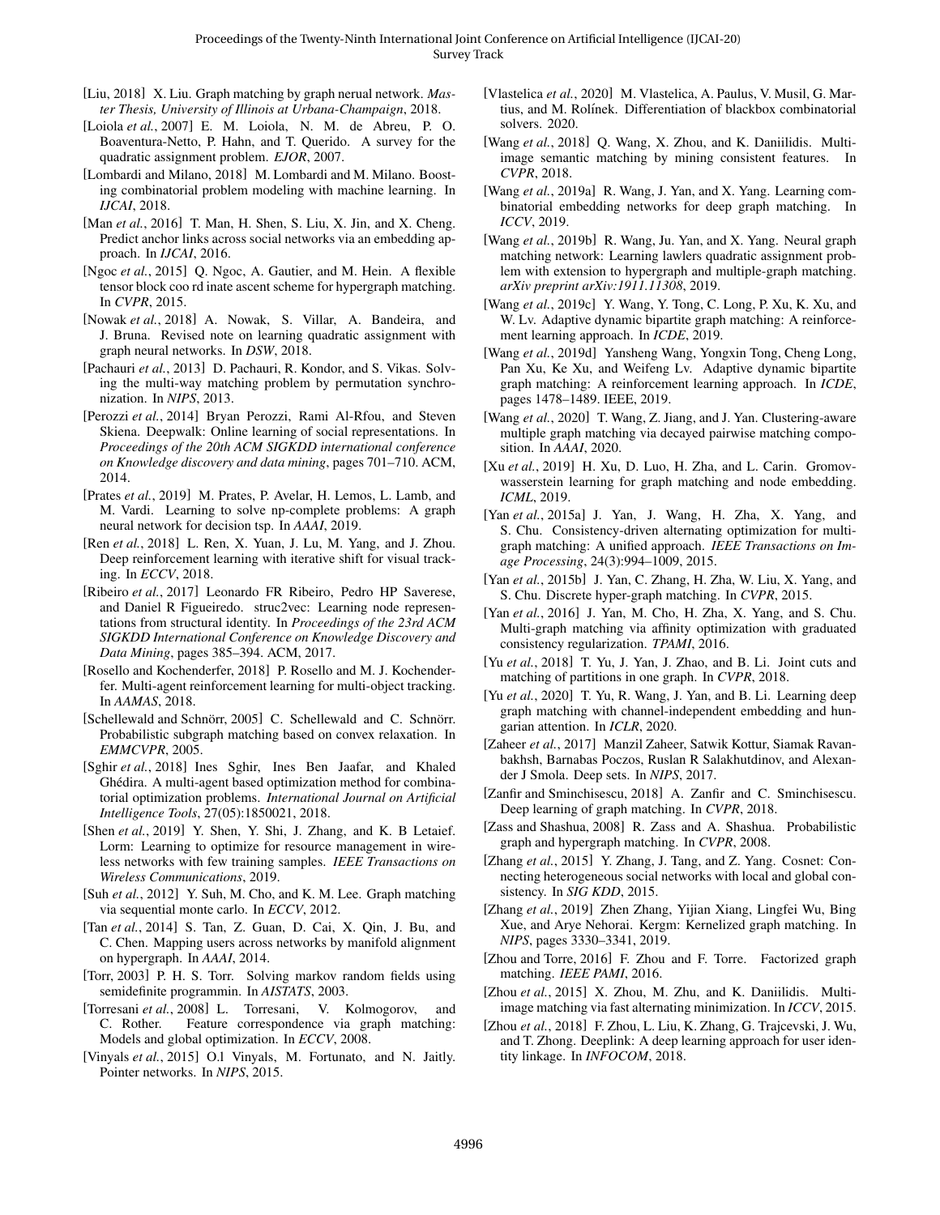[Liu, 2018] X. Liu. Graph matching by graph nerual network. *Master Thesis, University of Illinois at Urbana-Champaign*, 2018.

[Loiola *et al.*, 2007] E. M. Loiola, N. M. de Abreu, P. O. Boaventura-Netto, P. Hahn, and T. Querido. A survey for the quadratic assignment problem. *EJOR*, 2007.

[Lombardi and Milano, 2018] M. Lombardi and M. Milano. Boosting combinatorial problem modeling with machine learning. In *IJCAI*, 2018.

[Man *et al.*, 2016] T. Man, H. Shen, S. Liu, X. Jin, and X. Cheng. Predict anchor links across social networks via an embedding approach. In *IJCAI*, 2016.

[Ngoc *et al.*, 2015] Q. Ngoc, A. Gautier, and M. Hein. A flexible tensor block coo rd inate ascent scheme for hypergraph matching. In *CVPR*, 2015.

[Nowak *et al.*, 2018] A. Nowak, S. Villar, A. Bandeira, and J. Bruna. Revised note on learning quadratic assignment with graph neural networks. In *DSW*, 2018.

[Pachauri *et al.*, 2013] D. Pachauri, R. Kondor, and S. Vikas. Solving the multi-way matching problem by permutation synchronization. In *NIPS*, 2013.

[Perozzi *et al.*, 2014] Bryan Perozzi, Rami Al-Rfou, and Steven Skiena. Deepwalk: Online learning of social representations. In *Proceedings of the 20th ACM SIGKDD international conference on Knowledge discovery and data mining*, pages 701–710. ACM, 2014.

[Prates *et al.*, 2019] M. Prates, P. Avelar, H. Lemos, L. Lamb, and M. Vardi. Learning to solve np-complete problems: A graph neural network for decision tsp. In *AAAI*, 2019.

[Ren *et al.*, 2018] L. Ren, X. Yuan, J. Lu, M. Yang, and J. Zhou. Deep reinforcement learning with iterative shift for visual tracking. In *ECCV*, 2018.

[Ribeiro *et al.*, 2017] Leonardo FR Ribeiro, Pedro HP Saverese, and Daniel R Figueiredo. struc2vec: Learning node representations from structural identity. In *Proceedings of the 23rd ACM SIGKDD International Conference on Knowledge Discovery and Data Mining*, pages 385–394. ACM, 2017.

[Rosello and Kochenderfer, 2018] P. Rosello and M. J. Kochenderfer. Multi-agent reinforcement learning for multi-object tracking. In *AAMAS*, 2018.

[Schellewald and Schnörr, 2005] C. Schellewald and C. Schnörr. Probabilistic subgraph matching based on convex relaxation. In *EMMCVPR*, 2005.

[Sghir *et al.*, 2018] Ines Sghir, Ines Ben Jaafar, and Khaled Ghédira. A multi-agent based optimization method for combinatorial optimization problems. *International Journal on Artificial Intelligence Tools*, 27(05):1850021, 2018.

[Shen *et al.*, 2019] Y. Shen, Y. Shi, J. Zhang, and K. B Letaief. Lorm: Learning to optimize for resource management in wireless networks with few training samples. *IEEE Transactions on Wireless Communications*, 2019.

[Suh *et al.*, 2012] Y. Suh, M. Cho, and K. M. Lee. Graph matching via sequential monte carlo. In *ECCV*, 2012.

[Tan *et al.*, 2014] S. Tan, Z. Guan, D. Cai, X. Qin, J. Bu, and C. Chen. Mapping users across networks by manifold alignment on hypergraph. In *AAAI*, 2014.

[Torr, 2003] P. H. S. Torr. Solving markov random fields using semidefinite programmin. In *AISTATS*, 2003.

[Torresani *et al.*, 2008] L. Torresani, V. Kolmogorov, and C. Rother. Feature correspondence via graph matching: Models and global optimization. In *ECCV*, 2008.

[Vinyals *et al.*, 2015] O.l Vinyals, M. Fortunato, and N. Jaitly. Pointer networks. In *NIPS*, 2015.

[Vlastelica *et al.*, 2020] M. Vlastelica, A. Paulus, V. Musil, G. Martius, and M. Rolínek. Differentiation of blackbox combinatorial solvers. 2020.

[Wang *et al.*, 2018] Q. Wang, X. Zhou, and K. Daniilidis. Multi-image semantic matching by mining consistent features. In *CVPR*, 2018.

[Wang *et al.*, 2019a] R. Wang, J. Yan, and X. Yang. Learning combinatorial embedding networks for deep graph matching. In *ICCV*, 2019.

[Wang *et al.*, 2019b] R. Wang, Ju. Yan, and X. Yang. Neural graph matching network: Learning lawlers quadratic assignment problem with extension to hypergraph and multiple-graph matching. *arXiv preprint arXiv:1911.11308*, 2019.

[Wang *et al.*, 2019c] Y. Wang, Y. Tong, C. Long, P. Xu, K. Xu, and W. Lv. Adaptive dynamic bipartite graph matching: A reinforcement learning approach. In *ICDE*, 2019.

[Wang *et al.*, 2019d] Yansheng Wang, Yongxin Tong, Cheng Long, Pan Xu, Ke Xu, and Weifeng Lv. Adaptive dynamic bipartite graph matching: A reinforcement learning approach. In *ICDE*, pages 1478–1489. IEEE, 2019.

[Wang *et al.*, 2020] T. Wang, Z. Jiang, and J. Yan. Clustering-aware multiple graph matching via decayed pairwise matching composition. In *AAAI*, 2020.

[Xu *et al.*, 2019] H. Xu, D. Luo, H. Zha, and L. Carin. Gromov-wasserstein learning for graph matching and node embedding. *ICML*, 2019.

[Yan *et al.*, 2015a] J. Yan, J. Wang, H. Zha, X. Yang, and S. Chu. Consistency-driven alternating optimization for multigraph matching: A unified approach. *IEEE Transactions on Image Processing*, 24(3):994–1009, 2015.

[Yan *et al.*, 2015b] J. Yan, C. Zhang, H. Zha, W. Liu, X. Yang, and S. Chu. Discrete hyper-graph matching. In *CVPR*, 2015.

[Yan *et al.*, 2016] J. Yan, M. Cho, H. Zha, X. Yang, and S. Chu. Multi-graph matching via affinity optimization with graduated consistency regularization. *TPAMI*, 2016.

[Yu *et al.*, 2018] T. Yu, J. Yan, J. Zhao, and B. Li. Joint cuts and matching of partitions in one graph. In *CVPR*, 2018.

[Yu *et al.*, 2020] T. Yu, R. Wang, J. Yan, and B. Li. Learning deep graph matching with channel-independent embedding and hungarian attention. In *ICLR*, 2020.

[Zaheer *et al.*, 2017] Manzil Zaheer, Satwik Kottur, Siamak Ravanbakhsh, Barnabas Poczos, Ruslan R Salakhutdinov, and Alexander J Smola. Deep sets. In *NIPS*, 2017.

[Zanfir and Sminchisescu, 2018] A. Zanfir and C. Sminchisescu. Deep learning of graph matching. In *CVPR*, 2018.

[Zass and Shashua, 2008] R. Zass and A. Shashua. Probabilistic graph and hypergraph matching. In *CVPR*, 2008.

[Zhang *et al.*, 2015] Y. Zhang, J. Tang, and Z. Yang. Cosnet: Connecting heterogeneous social networks with local and global consistency. In *SIG KDD*, 2015.

[Zhang *et al.*, 2019] Zhen Zhang, Yijian Xiang, Lingfei Wu, Bing Xue, and Arye Nehorai. Kergm: Kernelized graph matching. In *NIPS*, pages 3330–3341, 2019.

[Zhou and Torre, 2016] F. Zhou and F. Torre. Factorized graph matching. *IEEE PAMI*, 2016.

[Zhou *et al.*, 2015] X. Zhou, M. Zhu, and K. Daniilidis. Multi-image matching via fast alternating minimization. In *ICCV*, 2015.

[Zhou *et al.*, 2018] F. Zhou, L. Liu, K. Zhang, G. Trajcevski, J. Wu, and T. Zhong. Deeplink: A deep learning approach for user identity linkage. In *INFOCOM*, 2018.